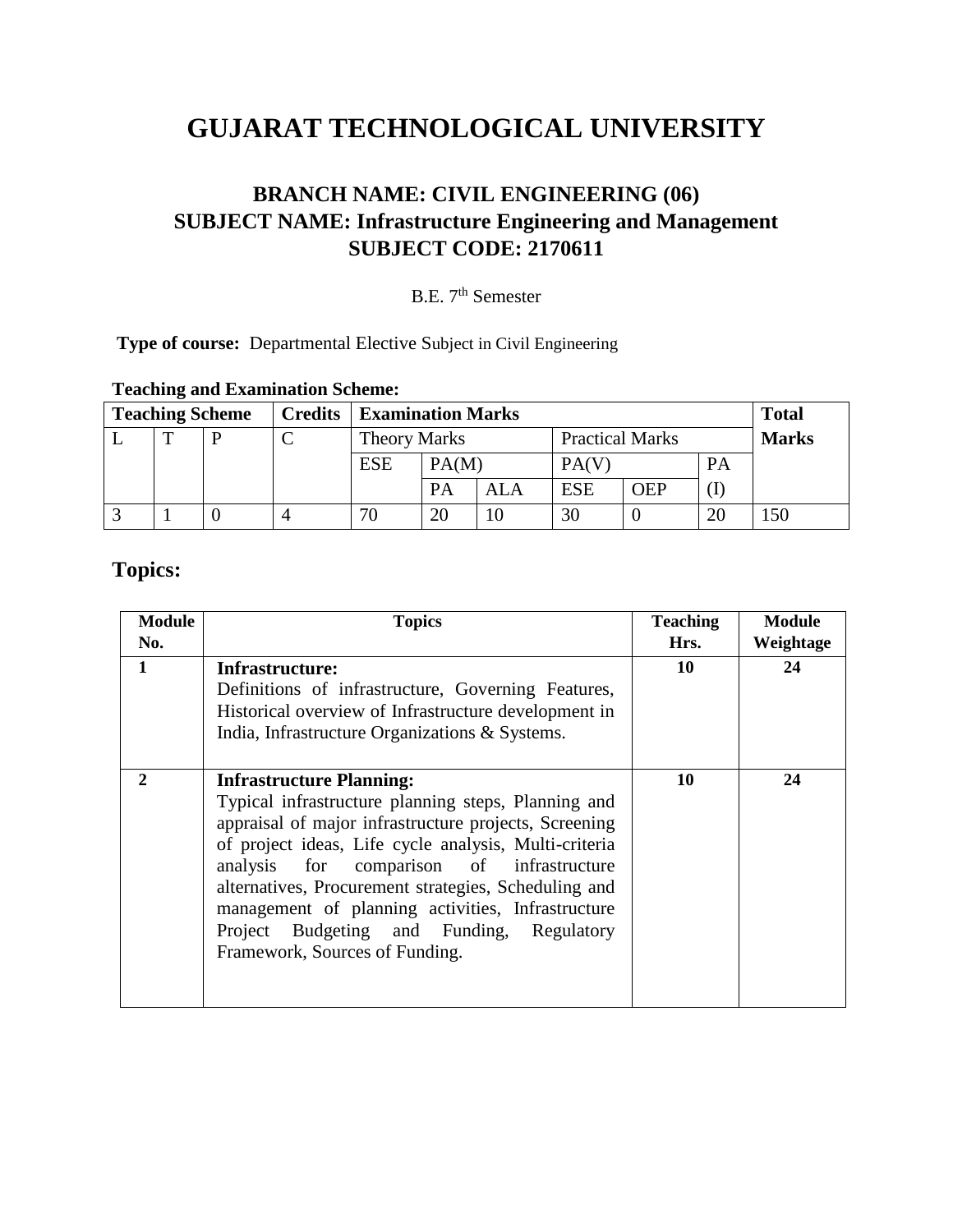# GUJARAT TECHNOLOGICAL UNIVERSITY

## BRANCH NAME: CIVIL ENGINEERING (06)
## SUBJECT NAME: Infrastructure Engineering and Management
## SUBJECT CODE: 2170611

B.E. 7th Semester

**Type of course:** Departmental Elective Subject in Civil Engineering

**Teaching and Examination Scheme:**

| Teaching Scheme | | | Credits | Examination Marks | | | | | | Total Marks |
|---|---|---|---|---|---|---|---|---|---|---|
| L | T | P | C | Theory Marks | | | Practical Marks | | | |
| | | | | ESE | PA(M) | | PA(V) | | PA (I) | |
| | | | | | PA | ALA | ESE | OEP | | |
| 3 | 1 | 0 | 4 | 70 | 20 | 10 | 30 | 0 | 20 | 150 |

## Topics:

| Module No. | Topics | Teaching Hrs. | Module Weightage |
|---|---|---|---|
| 1 | **Infrastructure:** Definitions of infrastructure, Governing Features, Historical overview of Infrastructure development in India, Infrastructure Organizations & Systems. | 10 | 24 |
| 2 | **Infrastructure Planning:** Typical infrastructure planning steps, Planning and appraisal of major infrastructure projects, Screening of project ideas, Life cycle analysis, Multi-criteria analysis for comparison of infrastructure alternatives, Procurement strategies, Scheduling and management of planning activities, Infrastructure Project Budgeting and Funding, Regulatory Framework, Sources of Funding. | 10 | 24 |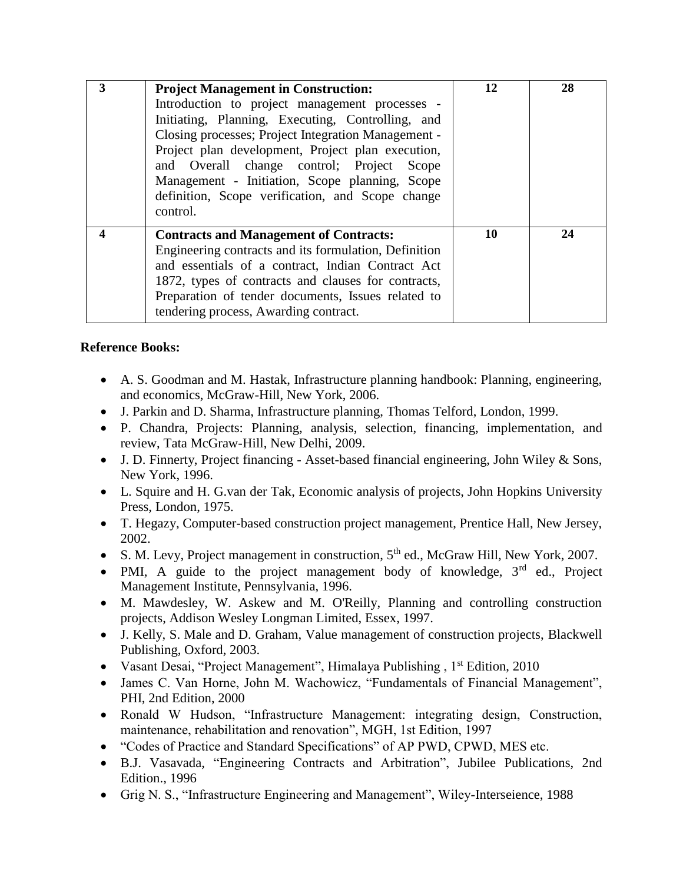| 3 | **Project Management in Construction:** Introduction to project management processes - Initiating, Planning, Executing, Controlling, and Closing processes; Project Integration Management - Project plan development, Project plan execution, and Overall change control; Project Scope Management - Initiation, Scope planning, Scope definition, Scope verification, and Scope change control. | 12 | 28 |
|---|---|---|---|
| 4 | **Contracts and Management of Contracts:** Engineering contracts and its formulation, Definition and essentials of a contract, Indian Contract Act 1872, types of contracts and clauses for contracts, Preparation of tender documents, Issues related to tendering process, Awarding contract. | 10 | 24 |

**Reference Books:**

- A. S. Goodman and M. Hastak, Infrastructure planning handbook: Planning, engineering, and economics, McGraw-Hill, New York, 2006.
- J. Parkin and D. Sharma, Infrastructure planning, Thomas Telford, London, 1999.
- P. Chandra, Projects: Planning, analysis, selection, financing, implementation, and review, Tata McGraw-Hill, New Delhi, 2009.
- J. D. Finnerty, Project financing - Asset-based financial engineering, John Wiley & Sons, New York, 1996.
- L. Squire and H. G.van der Tak, Economic analysis of projects, John Hopkins University Press, London, 1975.
- T. Hegazy, Computer-based construction project management, Prentice Hall, New Jersey, 2002.
- S. M. Levy, Project management in construction, 5th ed., McGraw Hill, New York, 2007.
- PMI, A guide to the project management body of knowledge, 3rd ed., Project Management Institute, Pennsylvania, 1996.
- M. Mawdesley, W. Askew and M. O'Reilly, Planning and controlling construction projects, Addison Wesley Longman Limited, Essex, 1997.
- J. Kelly, S. Male and D. Graham, Value management of construction projects, Blackwell Publishing, Oxford, 2003.
- Vasant Desai, "Project Management", Himalaya Publishing , 1st Edition, 2010
- James C. Van Horne, John M. Wachowicz, "Fundamentals of Financial Management", PHI, 2nd Edition, 2000
- Ronald W Hudson, "Infrastructure Management: integrating design, Construction, maintenance, rehabilitation and renovation", MGH, 1st Edition, 1997
- "Codes of Practice and Standard Specifications" of AP PWD, CPWD, MES etc.
- B.J. Vasavada, "Engineering Contracts and Arbitration", Jubilee Publications, 2nd Edition., 1996
- Grig N. S., "Infrastructure Engineering and Management", Wiley-Interseience, 1988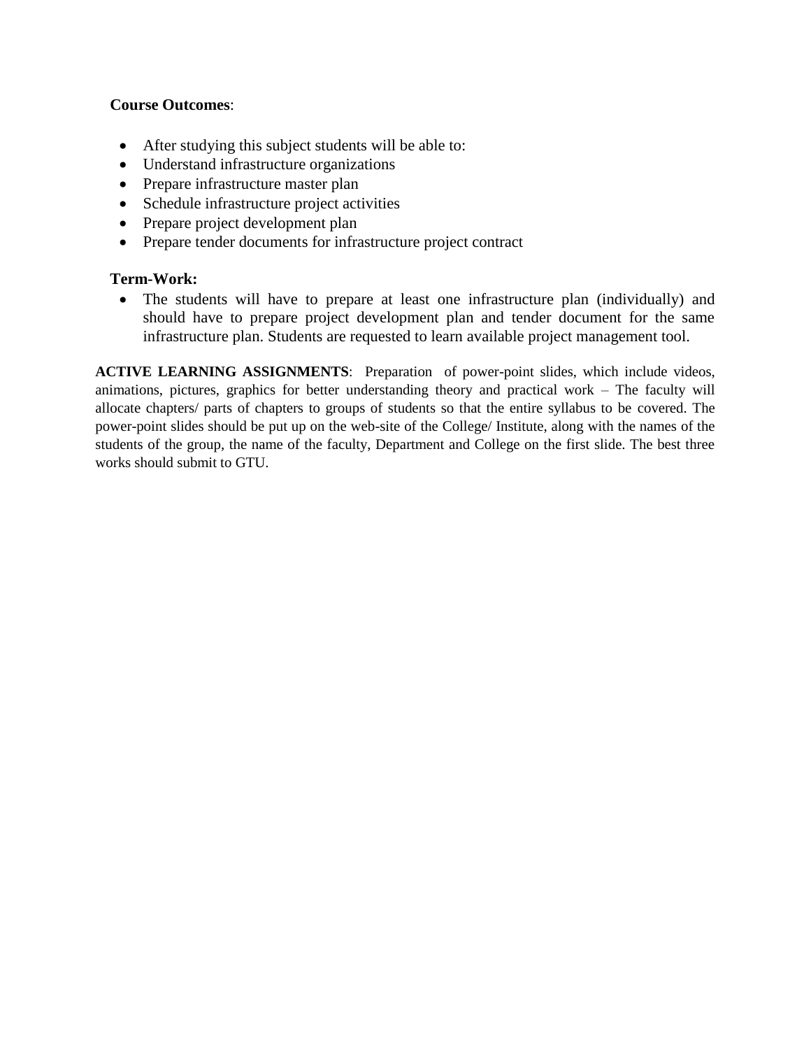**Course Outcomes**:

- After studying this subject students will be able to:
- Understand infrastructure organizations
- Prepare infrastructure master plan
- Schedule infrastructure project activities
- Prepare project development plan
- Prepare tender documents for infrastructure project contract

**Term-Work:**

- The students will have to prepare at least one infrastructure plan (individually) and should have to prepare project development plan and tender document for the same infrastructure plan. Students are requested to learn available project management tool.

**ACTIVE LEARNING ASSIGNMENTS**: Preparation of power-point slides, which include videos, animations, pictures, graphics for better understanding theory and practical work – The faculty will allocate chapters/ parts of chapters to groups of students so that the entire syllabus to be covered. The power-point slides should be put up on the web-site of the College/ Institute, along with the names of the students of the group, the name of the faculty, Department and College on the first slide. The best three works should submit to GTU.